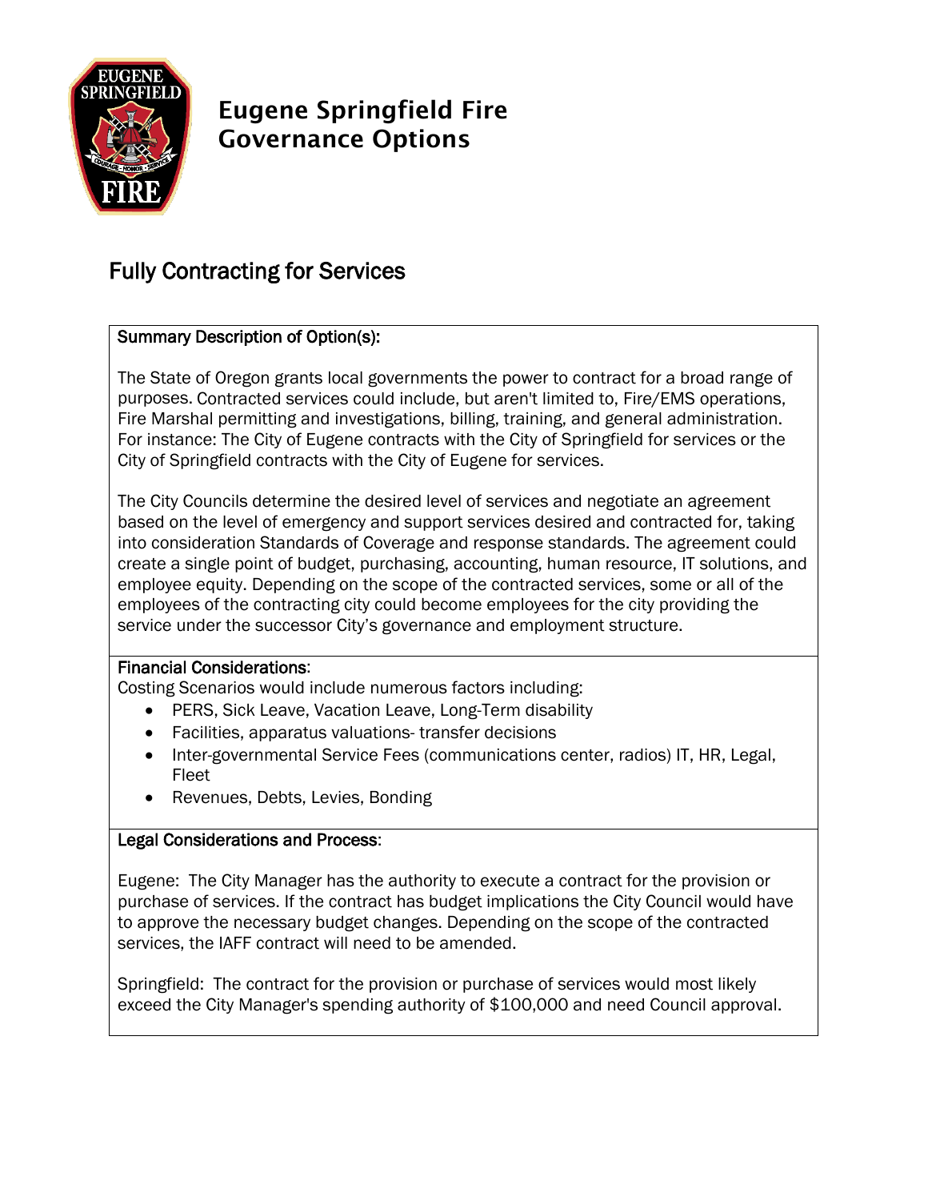# Eugene Springfield Fire Governance Options

## Fully Contracting for Services

**Summary Description of Option(s):**

The State of Oregon grants local governments the power to contract for a broad range of purposes. Contracted services could include, but aren't limited to, Fire/EMS operations, Fire Marshal permitting and investigations, billing, training, and general administration. For instance: The City of Eugene contracts with the City of Springfield for services or the City of Springfield contracts with the City of Eugene for services.

The City Councils determine the desired level of services and negotiate an agreement based on the level of emergency and support services desired and contracted for, taking into consideration Standards of Coverage and response standards. The agreement could create a single point of budget, purchasing, accounting, human resource, IT solutions, and employee equity. Depending on the scope of the contracted services, some or all of the employees of the contracting city could become employees for the city providing the service under the successor City's governance and employment structure.

**Financial Considerations:**

Costing Scenarios would include numerous factors including:

- PERS, Sick Leave, Vacation Leave, Long-Term disability
- Facilities, apparatus valuations- transfer decisions
- Inter-governmental Service Fees (communications center, radios) IT, HR, Legal, Fleet
- Revenues, Debts, Levies, Bonding

**Legal Considerations and Process:**

Eugene: The City Manager has the authority to execute a contract for the provision or purchase of services. If the contract has budget implications the City Council would have to approve the necessary budget changes. Depending on the scope of the contracted services, the IAFF contract will need to be amended.

Springfield: The contract for the provision or purchase of services would most likely exceed the City Manager's spending authority of $100,000 and need Council approval.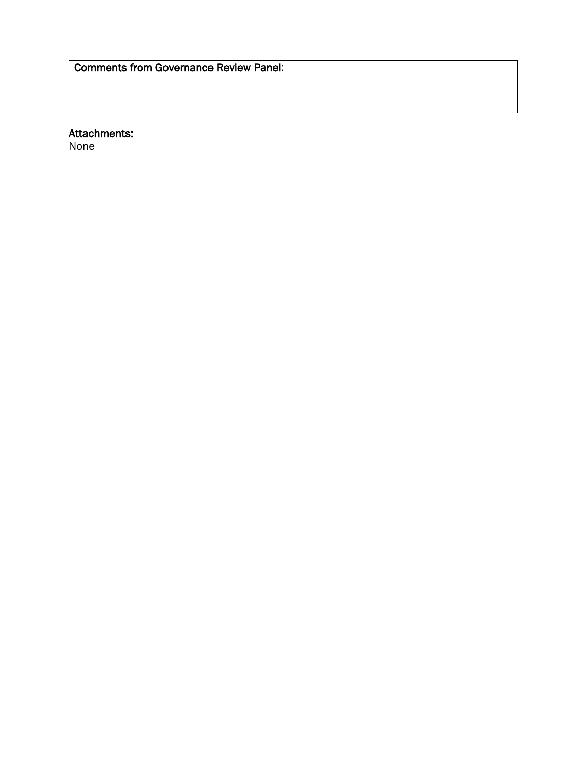| Comments from Governance Review Panel: |
| --- |
| |

**Attachments:**
None